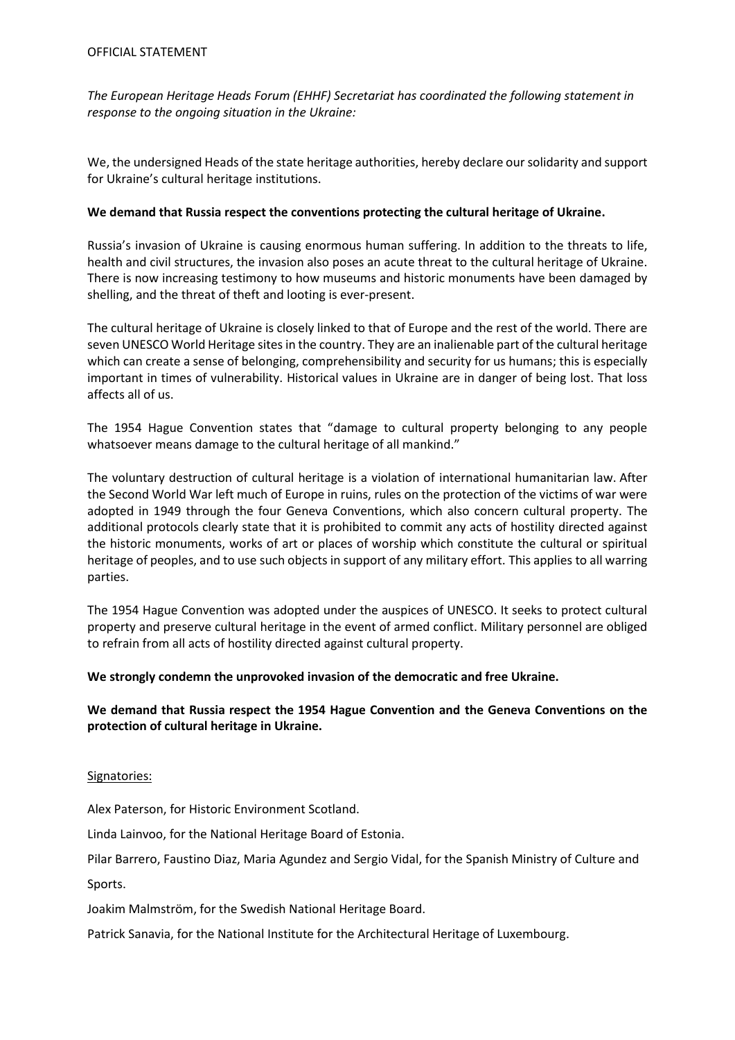OFFICIAL STATEMENT

*The European Heritage Heads Forum (EHHF) Secretariat has coordinated the following statement in response to the ongoing situation in the Ukraine:*

We, the undersigned Heads of the state heritage authorities, hereby declare our solidarity and support for Ukraine's cultural heritage institutions.

**We demand that Russia respect the conventions protecting the cultural heritage of Ukraine.**

Russia's invasion of Ukraine is causing enormous human suffering. In addition to the threats to life, health and civil structures, the invasion also poses an acute threat to the cultural heritage of Ukraine. There is now increasing testimony to how museums and historic monuments have been damaged by shelling, and the threat of theft and looting is ever-present.

The cultural heritage of Ukraine is closely linked to that of Europe and the rest of the world. There are seven UNESCO World Heritage sites in the country. They are an inalienable part of the cultural heritage which can create a sense of belonging, comprehensibility and security for us humans; this is especially important in times of vulnerability. Historical values in Ukraine are in danger of being lost. That loss affects all of us.

The 1954 Hague Convention states that "damage to cultural property belonging to any people whatsoever means damage to the cultural heritage of all mankind."

The voluntary destruction of cultural heritage is a violation of international humanitarian law. After the Second World War left much of Europe in ruins, rules on the protection of the victims of war were adopted in 1949 through the four Geneva Conventions, which also concern cultural property. The additional protocols clearly state that it is prohibited to commit any acts of hostility directed against the historic monuments, works of art or places of worship which constitute the cultural or spiritual heritage of peoples, and to use such objects in support of any military effort. This applies to all warring parties.

The 1954 Hague Convention was adopted under the auspices of UNESCO. It seeks to protect cultural property and preserve cultural heritage in the event of armed conflict. Military personnel are obliged to refrain from all acts of hostility directed against cultural property.

**We strongly condemn the unprovoked invasion of the democratic and free Ukraine.**

**We demand that Russia respect the 1954 Hague Convention and the Geneva Conventions on the protection of cultural heritage in Ukraine.**

Signatories:

Alex Paterson, for Historic Environment Scotland.

Linda Lainvoo, for the National Heritage Board of Estonia.

Pilar Barrero, Faustino Diaz, Maria Agundez and Sergio Vidal, for the Spanish Ministry of Culture and Sports.

Joakim Malmström, for the Swedish National Heritage Board.

Patrick Sanavia, for the National Institute for the Architectural Heritage of Luxembourg.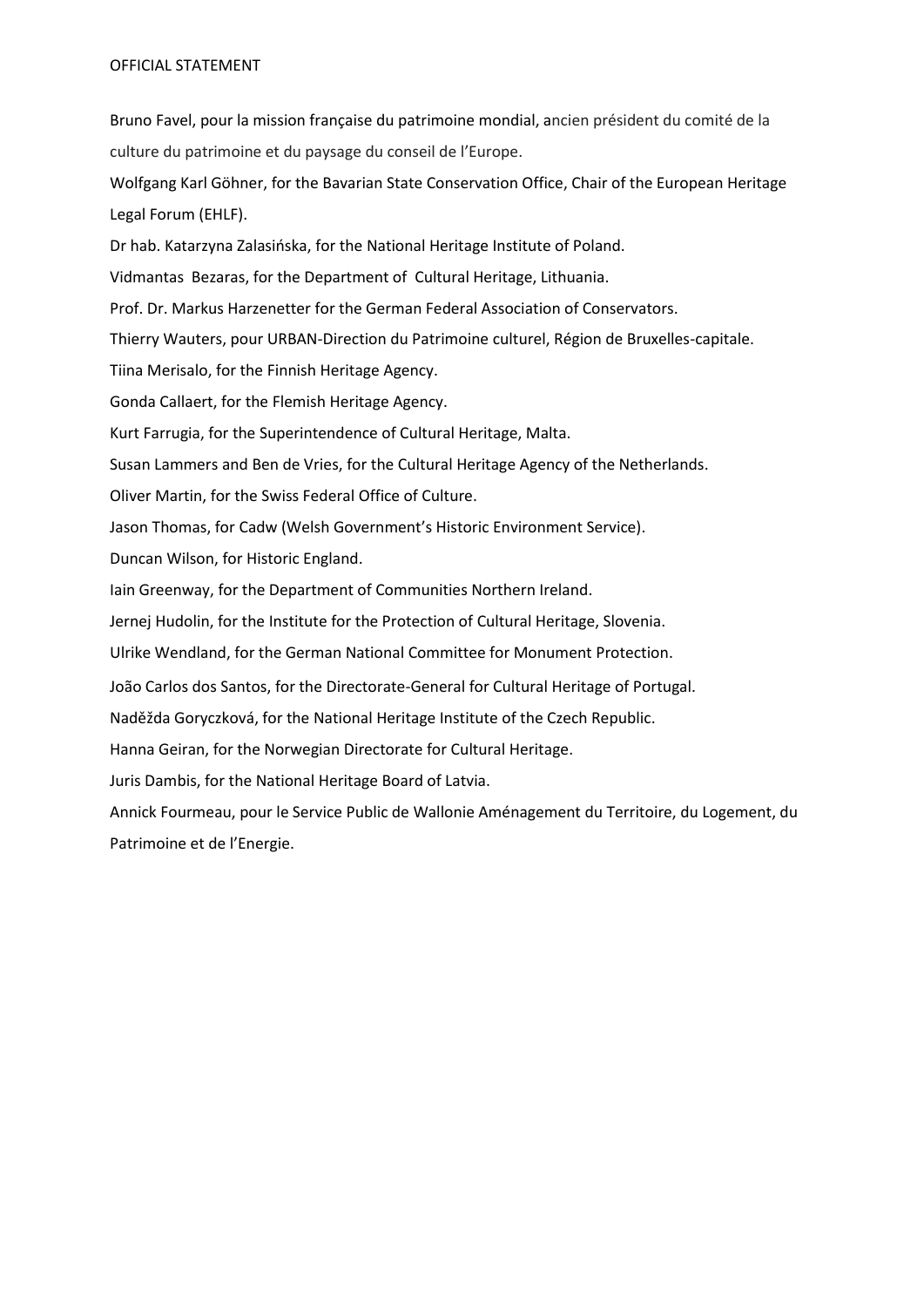Bruno Favel, pour la mission française du patrimoine mondial, ancien président du comité de la culture du patrimoine et du paysage du conseil de l'Europe.

Wolfgang Karl Göhner, for the Bavarian State Conservation Office, Chair of the European Heritage Legal Forum (EHLF).

Dr hab. Katarzyna Zalasińska, for the National Heritage Institute of Poland.

Vidmantas Bezaras, for the Department of Cultural Heritage, Lithuania.

Prof. Dr. Markus Harzenetter for the German Federal Association of Conservators.

Thierry Wauters, pour URBAN-Direction du Patrimoine culturel, Région de Bruxelles-capitale.

Tiina Merisalo, for the Finnish Heritage Agency.

Gonda Callaert, for the Flemish Heritage Agency.

Kurt Farrugia, for the Superintendence of Cultural Heritage, Malta.

Susan Lammers and Ben de Vries, for the Cultural Heritage Agency of the Netherlands.

Oliver Martin, for the Swiss Federal Office of Culture.

Jason Thomas, for Cadw (Welsh Government's Historic Environment Service).

Duncan Wilson, for Historic England.

Iain Greenway, for the Department of Communities Northern Ireland.

Jernej Hudolin, for the Institute for the Protection of Cultural Heritage, Slovenia.

Ulrike Wendland, for the German National Committee for Monument Protection.

João Carlos dos Santos, for the Directorate-General for Cultural Heritage of Portugal.

Naděžda Goryczková, for the National Heritage Institute of the Czech Republic.

Hanna Geiran, for the Norwegian Directorate for Cultural Heritage.

Juris Dambis, for the National Heritage Board of Latvia.

Annick Fourmeau, pour le Service Public de Wallonie Aménagement du Territoire, du Logement, du Patrimoine et de l'Energie.